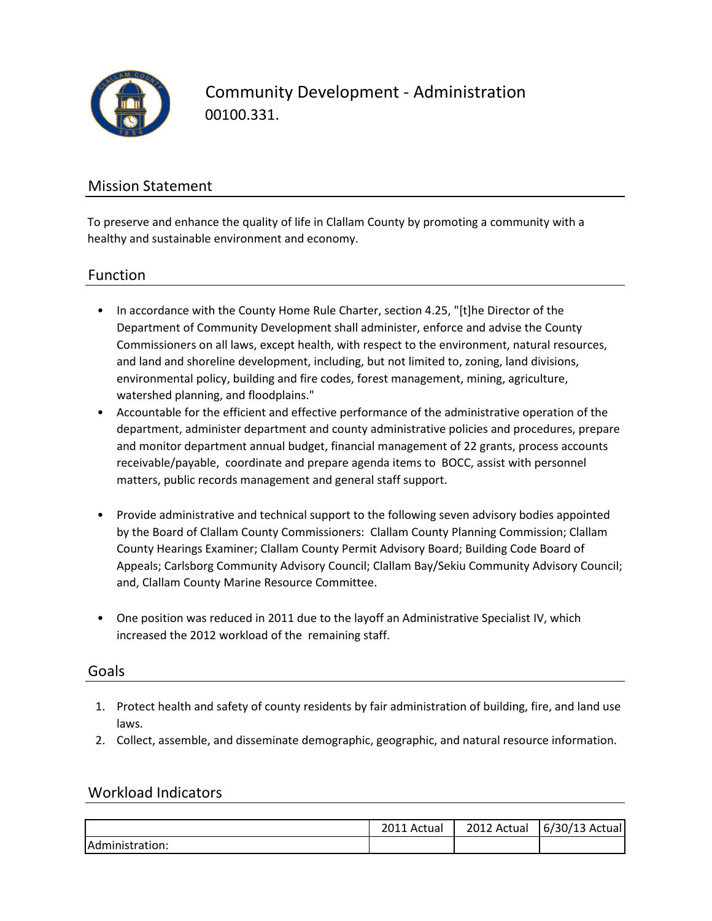# Community Development - Administration

00100.331.

## Mission Statement

To preserve and enhance the quality of life in Clallam County by promoting a community with a healthy and sustainable environment and economy.

## Function

- In accordance with the County Home Rule Charter, section 4.25, "[t]he Director of the Department of Community Development shall administer, enforce and advise the County Commissioners on all laws, except health, with respect to the environment, natural resources, and land and shoreline development, including, but not limited to, zoning, land divisions, environmental policy, building and fire codes, forest management, mining, agriculture, watershed planning, and floodplains."
- Accountable for the efficient and effective performance of the administrative operation of the department, administer department and county administrative policies and procedures, prepare and monitor department annual budget, financial management of 22 grants, process accounts receivable/payable, coordinate and prepare agenda items to BOCC, assist with personnel matters, public records management and general staff support.
- Provide administrative and technical support to the following seven advisory bodies appointed by the Board of Clallam County Commissioners: Clallam County Planning Commission; Clallam County Hearings Examiner; Clallam County Permit Advisory Board; Building Code Board of Appeals; Carlsborg Community Advisory Council; Clallam Bay/Sekiu Community Advisory Council; and, Clallam County Marine Resource Committee.
- One position was reduced in 2011 due to the layoff an Administrative Specialist IV, which increased the 2012 workload of the remaining staff.

## Goals

1. Protect health and safety of county residents by fair administration of building, fire, and land use laws.
2. Collect, assemble, and disseminate demographic, geographic, and natural resource information.

## Workload Indicators

| | 2011 Actual | 2012 Actual | 6/30/13 Actual |
|---|---|---|---|
| Administration: | | | |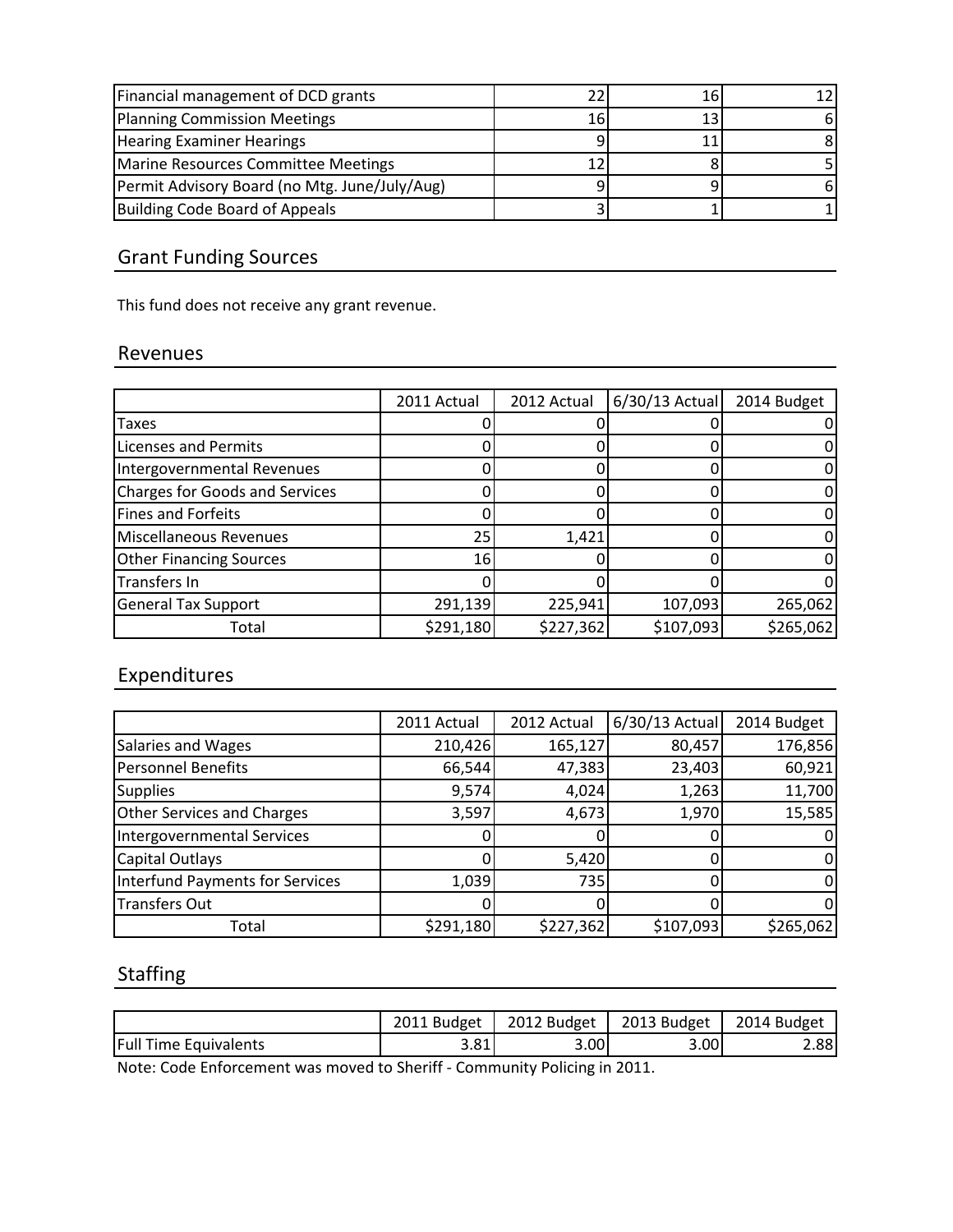| | | | |
|---|---|---|---|
| Financial management of DCD grants | 22 | 16 | 12 |
| Planning Commission Meetings | 16 | 13 | 6 |
| Hearing Examiner Hearings | 9 | 11 | 8 |
| Marine Resources Committee Meetings | 12 | 8 | 5 |
| Permit Advisory Board (no Mtg. June/July/Aug) | 9 | 9 | 6 |
| Building Code Board of Appeals | 3 | 1 | 1 |

## Grant Funding Sources

This fund does not receive any grant revenue.

## Revenues

| | 2011 Actual | 2012 Actual | 6/30/13 Actual | 2014 Budget |
|---|---|---|---|---|
| Taxes | 0 | 0 | 0 | 0 |
| Licenses and Permits | 0 | 0 | 0 | 0 |
| Intergovernmental Revenues | 0 | 0 | 0 | 0 |
| Charges for Goods and Services | 0 | 0 | 0 | 0 |
| Fines and Forfeits | 0 | 0 | 0 | 0 |
| Miscellaneous Revenues | 25 | 1,421 | 0 | 0 |
| Other Financing Sources | 16 | 0 | 0 | 0 |
| Transfers In | 0 | 0 | 0 | 0 |
| General Tax Support | 291,139 | 225,941 | 107,093 | 265,062 |
| Total | $291,180 | $227,362 | $107,093 | $265,062 |

## Expenditures

| | 2011 Actual | 2012 Actual | 6/30/13 Actual | 2014 Budget |
|---|---|---|---|---|
| Salaries and Wages | 210,426 | 165,127 | 80,457 | 176,856 |
| Personnel Benefits | 66,544 | 47,383 | 23,403 | 60,921 |
| Supplies | 9,574 | 4,024 | 1,263 | 11,700 |
| Other Services and Charges | 3,597 | 4,673 | 1,970 | 15,585 |
| Intergovernmental Services | 0 | 0 | 0 | 0 |
| Capital Outlays | 0 | 5,420 | 0 | 0 |
| Interfund Payments for Services | 1,039 | 735 | 0 | 0 |
| Transfers Out | 0 | 0 | 0 | 0 |
| Total | $291,180 | $227,362 | $107,093 | $265,062 |

## Staffing

| | 2011 Budget | 2012 Budget | 2013 Budget | 2014 Budget |
|---|---|---|---|---|
| Full Time Equivalents | 3.81 | 3.00 | 3.00 | 2.88 |

Note: Code Enforcement was moved to Sheriff - Community Policing in 2011.